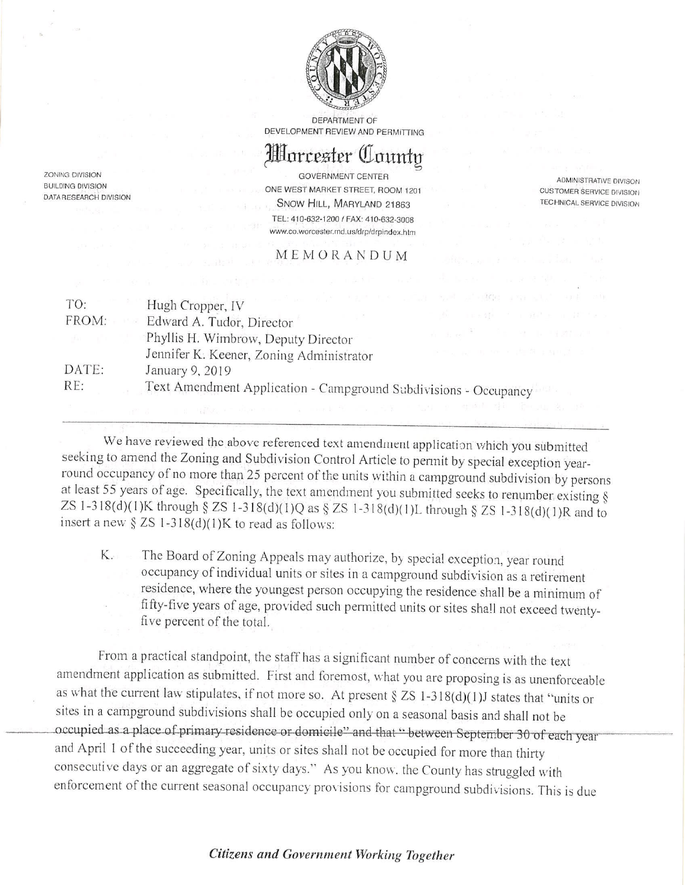DEPARTMENT OF
DEVELOPMENT REVIEW AND PERMITTING

# Worcester County

ZONING DIVISION
BUILDING DIVISION
DATA RESEARCH DIVISION

GOVERNMENT CENTER
ONE WEST MARKET STREET, ROOM 1201
SNOW HILL, MARYLAND 21863
TEL: 410-632-1200 / FAX: 410-632-3008
www.co.worcester.md.us/drp/drpindex.htm

ADMINISTRATIVE DIVISON
CUSTOMER SERVICE DIVISION
TECHNICAL SERVICE DIVISION

## MEMORANDUM

TO: Hugh Cropper, IV

FROM: Edward A. Tudor, Director
Phyllis H. Wimbrow, Deputy Director
Jennifer K. Keener, Zoning Administrator

DATE: January 9, 2019

RE: Text Amendment Application - Campground Subdivisions - Occupancy

---

We have reviewed the above referenced text amendment application which you submitted seeking to amend the Zoning and Subdivision Control Article to permit by special exception year-round occupancy of no more than 25 percent of the units within a campground subdivision by persons at least 55 years of age. Specifically, the text amendment you submitted seeks to renumber existing § ZS 1-318(d)(1)K through § ZS 1-318(d)(1)Q as § ZS 1-318(d)(1)L through § ZS 1-318(d)(1)R and to insert a new § ZS 1-318(d)(1)K to read as follows:

> K. The Board of Zoning Appeals may authorize, by special exception, year round occupancy of individual units or sites in a campground subdivision as a retirement residence, where the youngest person occupying the residence shall be a minimum of fifty-five years of age, provided such permitted units or sites shall not exceed twenty-five percent of the total.

From a practical standpoint, the staff has a significant number of concerns with the text amendment application as submitted. First and foremost, what you are proposing is as unenforceable as what the current law stipulates, if not more so. At present § ZS 1-318(d)(1)J states that "units or sites in a campground subdivisions shall be occupied only on a seasonal basis and shall not be occupied as a place of primary residence or domicile" and that "between September 30 of each year and April 1 of the succeeding year, units or sites shall not be occupied for more than thirty consecutive days or an aggregate of sixty days." As you know, the County has struggled with enforcement of the current seasonal occupancy provisions for campground subdivisions. This is due

*Citizens and Government Working Together*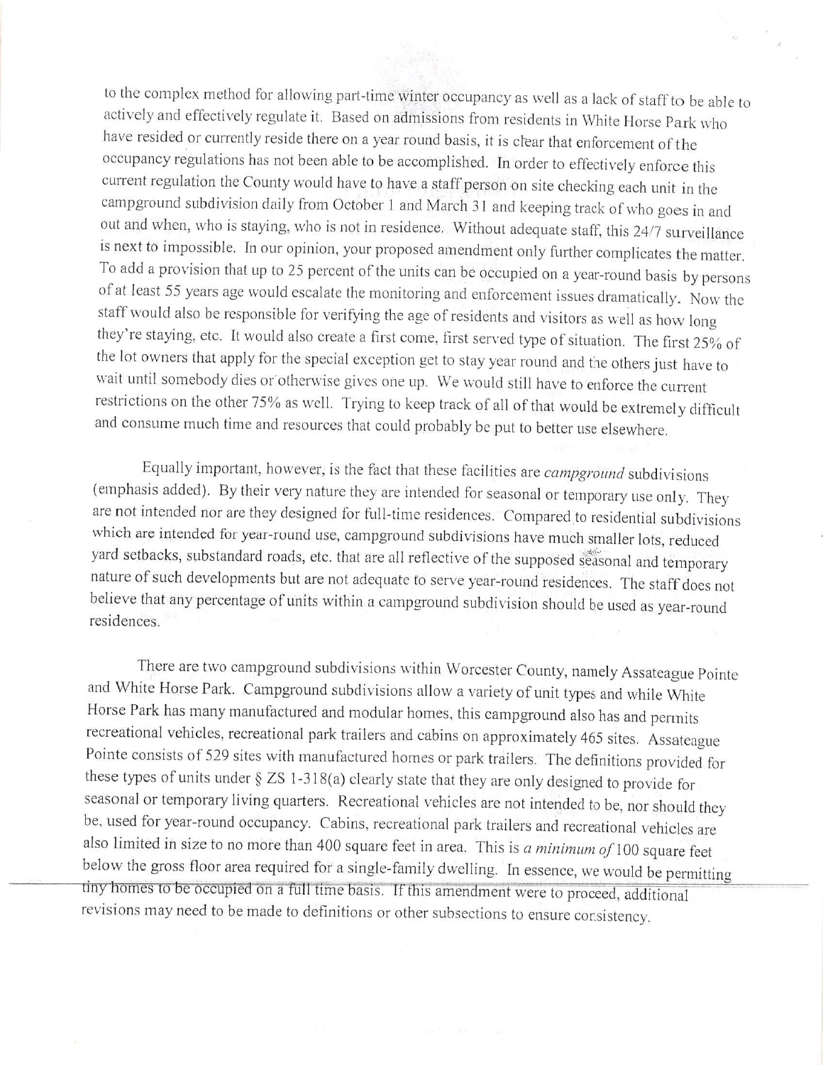to the complex method for allowing part-time winter occupancy as well as a lack of staff to be able to actively and effectively regulate it. Based on admissions from residents in White Horse Park who have resided or currently reside there on a year round basis, it is clear that enforcement of the occupancy regulations has not been able to be accomplished. In order to effectively enforce this current regulation the County would have to have a staff person on site checking each unit in the campground subdivision daily from October 1 and March 31 and keeping track of who goes in and out and when, who is staying, who is not in residence. Without adequate staff, this 24/7 surveillance is next to impossible. In our opinion, your proposed amendment only further complicates the matter. To add a provision that up to 25 percent of the units can be occupied on a year-round basis by persons of at least 55 years age would escalate the monitoring and enforcement issues dramatically. Now the staff would also be responsible for verifying the age of residents and visitors as well as how long they're staying, etc. It would also create a first come, first served type of situation. The first 25% of the lot owners that apply for the special exception get to stay year round and the others just have to wait until somebody dies or otherwise gives one up. We would still have to enforce the current restrictions on the other 75% as well. Trying to keep track of all of that would be extremely difficult and consume much time and resources that could probably be put to better use elsewhere.

Equally important, however, is the fact that these facilities are *campground* subdivisions (emphasis added). By their very nature they are intended for seasonal or temporary use only. They are not intended nor are they designed for full-time residences. Compared to residential subdivisions which are intended for year-round use, campground subdivisions have much smaller lots, reduced yard setbacks, substandard roads, etc. that are all reflective of the supposed seasonal and temporary nature of such developments but are not adequate to serve year-round residences. The staff does not believe that any percentage of units within a campground subdivision should be used as year-round residences.

There are two campground subdivisions within Worcester County, namely Assateague Pointe and White Horse Park. Campground subdivisions allow a variety of unit types and while White Horse Park has many manufactured and modular homes, this campground also has and permits recreational vehicles, recreational park trailers and cabins on approximately 465 sites. Assateague Pointe consists of 529 sites with manufactured homes or park trailers. The definitions provided for these types of units under § ZS 1-318(a) clearly state that they are only designed to provide for seasonal or temporary living quarters. Recreational vehicles are not intended to be, nor should they be, used for year-round occupancy. Cabins, recreational park trailers and recreational vehicles are also limited in size to no more than 400 square feet in area. This is *a minimum of* 100 square feet below the gross floor area required for a single-family dwelling. In essence, we would be permitting tiny homes to be occupied on a full time basis. If this amendment were to proceed, additional revisions may need to be made to definitions or other subsections to ensure consistency.